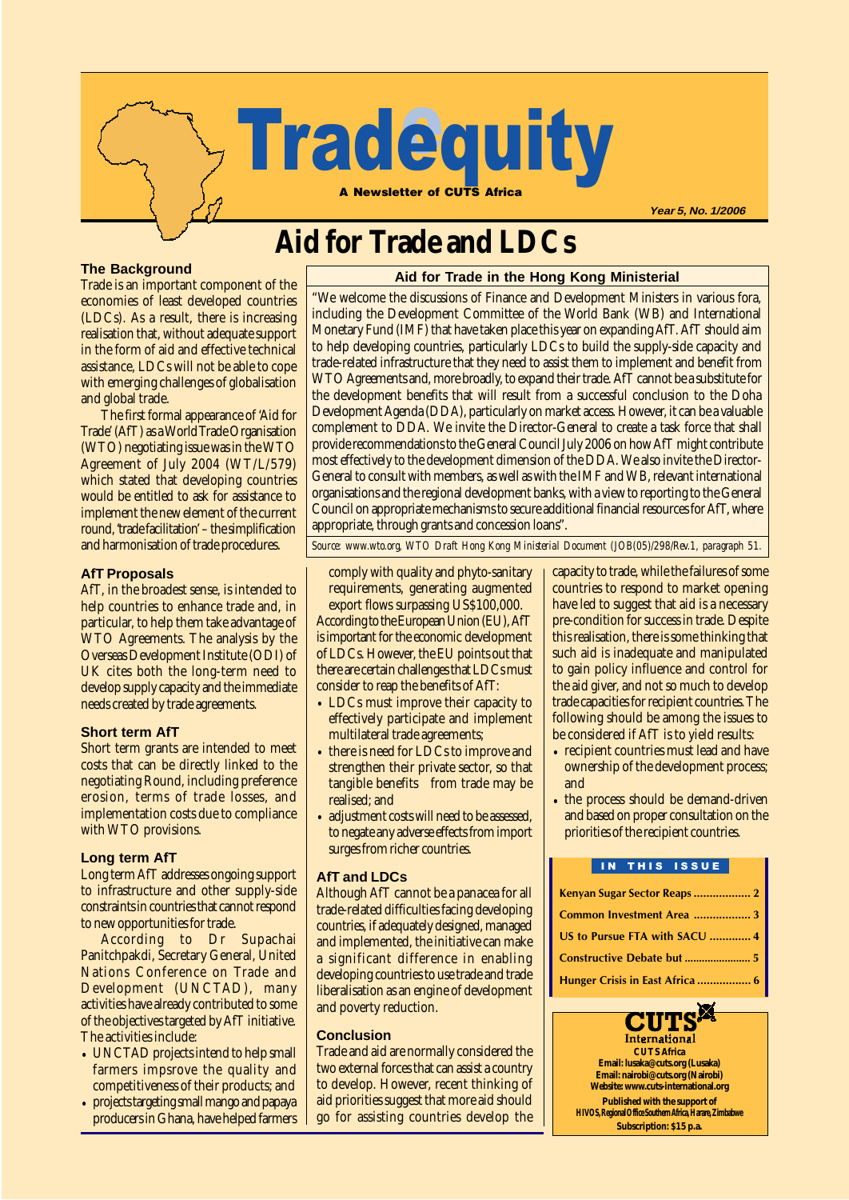# Tradequity

A Newsletter of CUTS Africa

Year 5, No. 1/2006

# Aid for Trade and LDCs

### The Background

Trade is an important component of the economies of least developed countries (LDCs). As a result, there is increasing realisation that, without adequate support in the form of aid and effective technical assistance, LDCs will not be able to cope with emerging challenges of globalisation and global trade.

The first formal appearance of 'Aid for Trade' (AfT) as a World Trade Organisation (WTO) negotiating issue was in the WTO Agreement of July 2004 (WT/L/579) which stated that developing countries would be entitled to ask for assistance to implement the new element of the current round, 'trade facilitation' – the simplification and harmonisation of trade procedures.

### Aid for Trade in the Hong Kong Ministerial

"We welcome the discussions of Finance and Development Ministers in various fora, including the Development Committee of the World Bank (WB) and International Monetary Fund (IMF) that have taken place this year on expanding AfT. AfT should aim to help developing countries, particularly LDCs to build the supply-side capacity and trade-related infrastructure that they need to assist them to implement and benefit from WTO Agreements and, more broadly, to expand their trade. AfT cannot be a substitute for the development benefits that will result from a successful conclusion to the Doha Development Agenda (DDA), particularly on market access. However, it can be a valuable complement to DDA. We invite the Director-General to create a task force that shall provide recommendations to the General Council July 2006 on how AfT might contribute most effectively to the development dimension of the DDA. We also invite the Director-General to consult with members, as well as with the IMF and WB, relevant international organisations and the regional development banks, with a view to reporting to the General Council on appropriate mechanisms to secure additional financial resources for AfT, where appropriate, through grants and concession loans".

*Source: www.wto.org, WTO Draft Hong Kong Ministerial Document (JOB(05)/298/Rev.1, paragraph 51.*

### AfT Proposals

AfT, in the broadest sense, is intended to help countries to enhance trade and, in particular, to help them take advantage of WTO Agreements. The analysis by the Overseas Development Institute (ODI) of UK cites both the long-term need to develop supply capacity and the immediate needs created by trade agreements.

### Short term AfT

Short term grants are intended to meet costs that can be directly linked to the negotiating Round, including preference erosion, terms of trade losses, and implementation costs due to compliance with WTO provisions.

### Long term AfT

Long term AfT addresses ongoing support to infrastructure and other supply-side constraints in countries that cannot respond to new opportunities for trade.

According to Dr Supachai Panitchpakdi, Secretary General, United Nations Conference on Trade and Development (UNCTAD), many activities have already contributed to some of the objectives targeted by AfT initiative. The activities include:

- UNCTAD projects intend to help small farmers impsrove the quality and competitiveness of their products; and
- projects targeting small mango and papaya producers in Ghana, have helped farmers comply with quality and phyto-sanitary requirements, generating augmented export flows surpassing US$100,000.

According to the European Union (EU), AfT is important for the economic development of LDCs. However, the EU points out that there are certain challenges that LDCs must consider to reap the benefits of AfT:

- LDCs must improve their capacity to effectively participate and implement multilateral trade agreements;
- there is need for LDCs to improve and strengthen their private sector, so that tangible benefits from trade may be realised; and
- adjustment costs will need to be assessed, to negate any adverse effects from import surges from richer countries.

### AfT and LDCs

Although AfT cannot be a panacea for all trade-related difficulties facing developing countries, if adequately designed, managed and implemented, the initiative can make a significant difference in enabling developing countries to use trade and trade liberalisation as an engine of development and poverty reduction.

### Conclusion

Trade and aid are normally considered the two external forces that can assist a country to develop. However, recent thinking of aid priorities suggest that more aid should go for assisting countries develop the capacity to trade, while the failures of some countries to respond to market opening have led to suggest that aid is a necessary pre-condition for success in trade. Despite this realisation, there is some thinking that such aid is inadequate and manipulated to gain policy influence and control for the aid giver, and not so much to develop trade capacities for recipient countries. The following should be among the issues to be considered if AfT is to yield results:

- recipient countries must lead and have ownership of the development process; and
- the process should be demand-driven and based on proper consultation on the priorities of the recipient countries.

**IN THIS ISSUE**

| | |
|---|---|
| Kenyan Sugar Sector Reaps | 2 |
| Common Investment Area | 3 |
| US to Pursue FTA with SACU | 4 |
| Constructive Debate but | 5 |
| Hunger Crisis in East Africa | 6 |

**CUTS International**
**CUTS Africa**
**Email: lusaka@cuts.org (Lusaka)**
**Email: nairobi@cuts.org (Nairobi)**
**Website: www.cuts-international.org**
**Published with the support of HIVOS, Regional Office Southern Africa, Harare, Zimbabwe**
**Subscription: $15 p.a.**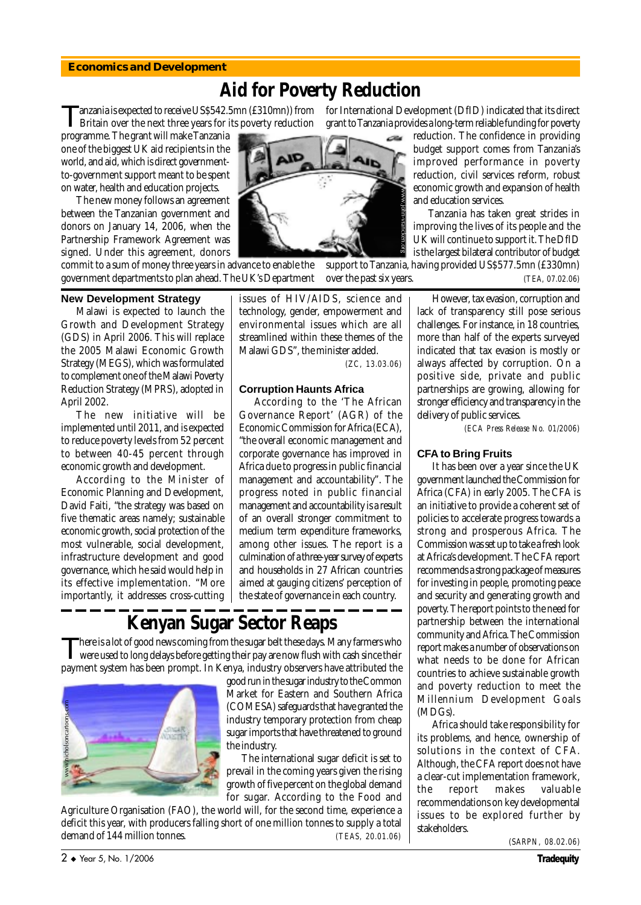**Economics and Development**

# Aid for Poverty Reduction

Tanzania is expected to receive US$542.5mn (£310mn)) from Britain over the next three years for its poverty reduction programme. The grant will make Tanzania one of the biggest UK aid recipients in the world, and aid, which is direct government-to-government support meant to be spent on water, health and education projects.

The new money follows an agreement between the Tanzanian government and donors on January 14, 2006, when the Partnership Framework Agreement was signed. Under this agreement, donors commit to a sum of money three years in advance to enable the government departments to plan ahead. The UK's Department for International Development (DfID) indicated that its direct grant to Tanzania provides a long-term reliable funding for poverty reduction. The confidence in providing budget support comes from Tanzania's improved performance in poverty reduction, civil services reform, robust economic growth and expansion of health and education services.

Tanzania has taken great strides in improving the lives of its people and the UK will continue to support it. The DfID is the largest bilateral contributor of budget support to Tanzania, having provided US$577.5mn (£330mn) over the past six years.

(TEA, 07.02.06)

### New Development Strategy

Malawi is expected to launch the Growth and Development Strategy (GDS) in April 2006. This will replace the 2005 Malawi Economic Growth Strategy (MEGS), which was formulated to complement one of the Malawi Poverty Reduction Strategy (MPRS), adopted in April 2002.

The new initiative will be implemented until 2011, and is expected to reduce poverty levels from 52 percent to between 40-45 percent through economic growth and development.

According to the Minister of Economic Planning and Development, David Faiti, "the strategy was based on five thematic areas namely; sustainable economic growth, social protection of the most vulnerable, social development, infrastructure development and good governance, which he said would help in its effective implementation. "More importantly, it addresses cross-cutting issues of HIV/AIDS, science and technology, gender, empowerment and environmental issues which are all streamlined within these themes of the Malawi GDS", the minister added.

(ZC, 13.03.06)

### Corruption Haunts Africa

According to the 'The African Governance Report' (AGR) of the Economic Commission for Africa (ECA), "the overall economic management and corporate governance has improved in Africa due to progress in public financial management and accountability". The progress noted in public financial management and accountability is a result of an overall stronger commitment to medium term expenditure frameworks, among other issues. The report is a culmination of a three-year survey of experts and households in 27 African countries aimed at gauging citizens' perception of the state of governance in each country.

However, tax evasion, corruption and lack of transparency still pose serious challenges. For instance, in 18 countries, more than half of the experts surveyed indicated that tax evasion is mostly or always affected by corruption. On a positive side, private and public partnerships are growing, allowing for stronger efficiency and transparency in the delivery of public services.

(ECA Press Release No. 01/2006)

# Kenyan Sugar Sector Reaps

There is a lot of good news coming from the sugar belt these days. Many farmers who were used to long delays before getting their pay are now flush with cash since their payment system has been prompt. In Kenya, industry observers have attributed the good run in the sugar industry to the Common Market for Eastern and Southern Africa (COMESA) safeguards that have granted the industry temporary protection from cheap sugar imports that have threatened to ground the industry.

The international sugar deficit is set to prevail in the coming years given the rising growth of five percent on the global demand for sugar. According to the Food and Agriculture Organisation (FAO), the world will, for the second time, experience a deficit this year, with producers falling short of one million tonnes to supply a total demand of 144 million tonnes.

(TEAS, 20.01.06)

### CFA to Bring Fruits

It has been over a year since the UK government launched the Commission for Africa (CFA) in early 2005. The CFA is an initiative to provide a coherent set of policies to accelerate progress towards a strong and prosperous Africa. The Commission was set up to take a fresh look at Africa's development. The CFA report recommends a strong package of measures for investing in people, promoting peace and security and generating growth and poverty. The report points to the need for partnership between the international community and Africa. The Commission report makes a number of observations on what needs to be done for African countries to achieve sustainable growth and poverty reduction to meet the Millennium Development Goals (MDGs).

Africa should take responsibility for its problems, and hence, ownership of solutions in the context of CFA. Although, the CFA report does not have a clear-cut implementation framework, the report makes valuable recommendations on key developmental issues to be explored further by stakeholders.

(SARPN, 08.02.06)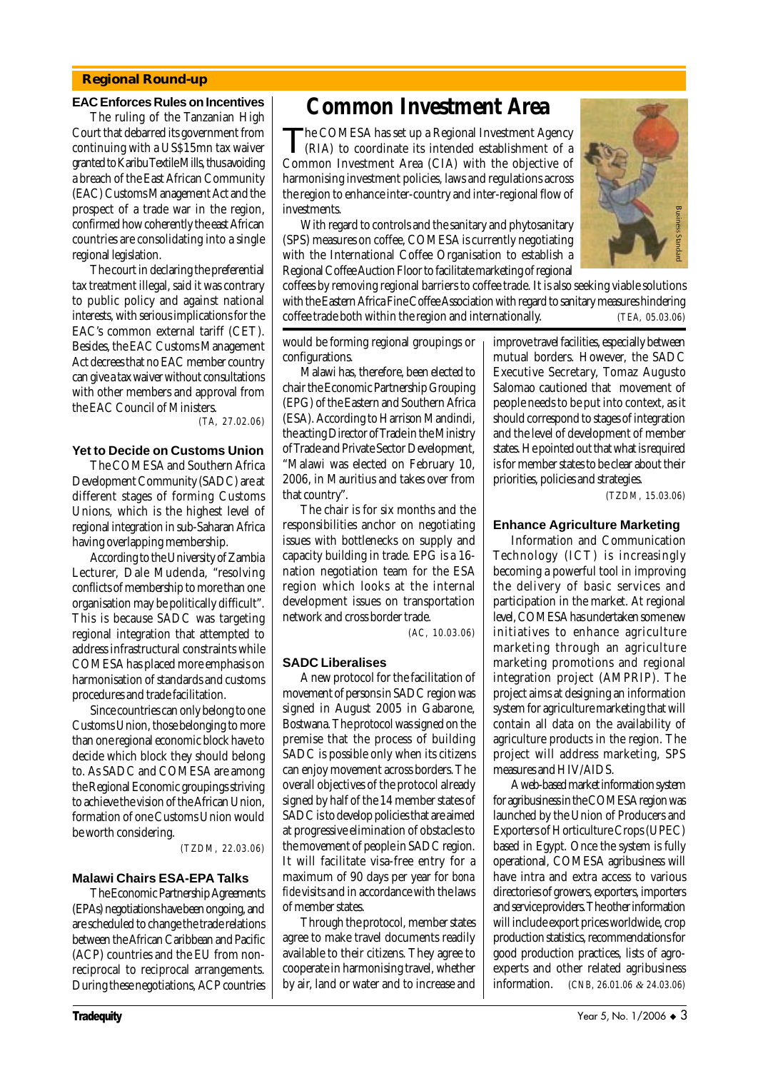## Regional Round-up

### EAC Enforces Rules on Incentives

The ruling of the Tanzanian High Court that debarred its government from continuing with a US$15mn tax waiver granted to Karibu Textile Mills, thus avoiding a breach of the East African Community (EAC) Customs Management Act and the prospect of a trade war in the region, confirmed how coherently the east African countries are consolidating into a single regional legislation.

The court in declaring the preferential tax treatment illegal, said it was contrary to public policy and against national interests, with serious implications for the EAC's common external tariff (CET). Besides, the EAC Customs Management Act decrees that no EAC member country can give a tax waiver without consultations with other members and approval from the EAC Council of Ministers.

(TA, 27.02.06)

### Yet to Decide on Customs Union

The COMESA and Southern Africa Development Community (SADC) are at different stages of forming Customs Unions, which is the highest level of regional integration in sub-Saharan Africa having overlapping membership.

According to the University of Zambia Lecturer, Dale Mudenda, "resolving conflicts of membership to more than one organisation may be politically difficult". This is because SADC was targeting regional integration that attempted to address infrastructural constraints while COMESA has placed more emphasis on harmonisation of standards and customs procedures and trade facilitation.

Since countries can only belong to one Customs Union, those belonging to more than one regional economic block have to decide which block they should belong to. As SADC and COMESA are among the Regional Economic groupings striving to achieve the vision of the African Union, formation of one Customs Union would be worth considering.

(TZDM, 22.03.06)

### Malawi Chairs ESA-EPA Talks

The Economic Partnership Agreements (EPAs) negotiations have been ongoing, and are scheduled to change the trade relations between the African Caribbean and Pacific (ACP) countries and the EU from non-reciprocal to reciprocal arrangements. During these negotiations, ACP countries would be forming regional groupings or configurations.

Malawi has, therefore, been elected to chair the Economic Partnership Grouping (EPG) of the Eastern and Southern Africa (ESA). According to Harrison Mandindi, the acting Director of Trade in the Ministry of Trade and Private Sector Development, "Malawi was elected on February 10, 2006, in Mauritius and takes over from that country".

The chair is for six months and the responsibilities anchor on negotiating issues with bottlenecks on supply and capacity building in trade. EPG is a 16-nation negotiation team for the ESA region which looks at the internal development issues on transportation network and cross border trade.

(AC, 10.03.06)

## Common Investment Area

The COMESA has set up a Regional Investment Agency (RIA) to coordinate its intended establishment of a Common Investment Area (CIA) with the objective of harmonising investment policies, laws and regulations across the region to enhance inter-country and inter-regional flow of investments.

With regard to controls and the sanitary and phytosanitary (SPS) measures on coffee, COMESA is currently negotiating with the International Coffee Organisation to establish a Regional Coffee Auction Floor to facilitate marketing of regional coffees by removing regional barriers to coffee trade. It is also seeking viable solutions with the Eastern Africa Fine Coffee Association with regard to sanitary measures hindering coffee trade both within the region and internationally.

(TEA, 05.03.06)

Business Standard

### SADC Liberalises

A new protocol for the facilitation of movement of persons in SADC region was signed in August 2005 in Gabarone, Bostwana. The protocol was signed on the premise that the process of building SADC is possible only when its citizens can enjoy movement across borders. The overall objectives of the protocol already signed by half of the 14 member states of SADC is to develop policies that are aimed at progressive elimination of obstacles to the movement of people in SADC region. It will facilitate visa-free entry for a maximum of 90 days per year for *bona fide* visits and in accordance with the laws of member states.

Through the protocol, member states agree to make travel documents readily available to their citizens. They agree to cooperate in harmonising travel, whether by air, land or water and to increase and improve travel facilities, especially between mutual borders. However, the SADC Executive Secretary, Tomaz Augusto Salomao cautioned that movement of people needs to be put into context, as it should correspond to stages of integration and the level of development of member states. He pointed out that what is required is for member states to be clear about their priorities, policies and strategies.

(TZDM, 15.03.06)

### Enhance Agriculture Marketing

Information and Communication Technology (ICT) is increasingly becoming a powerful tool in improving the delivery of basic services and participation in the market. At regional level, COMESA has undertaken some new initiatives to enhance agriculture marketing through an agriculture marketing promotions and regional integration project (AMPRIP). The project aims at designing an information system for agriculture marketing that will contain all data on the availability of agriculture products in the region. The project will address marketing, SPS measures and HIV/AIDS.

A web-based market information system for agribusiness in the COMESA region was launched by the Union of Producers and Exporters of Horticulture Crops (UPEC) based in Egypt. Once the system is fully operational, COMESA agribusiness will have intra and extra access to various directories of growers, exporters, importers and service providers. The other information will include export prices worldwide, crop production statistics, recommendations for good production practices, lists of agro-experts and other related agribusiness information.

(CNB, 26.01.06 & 24.03.06)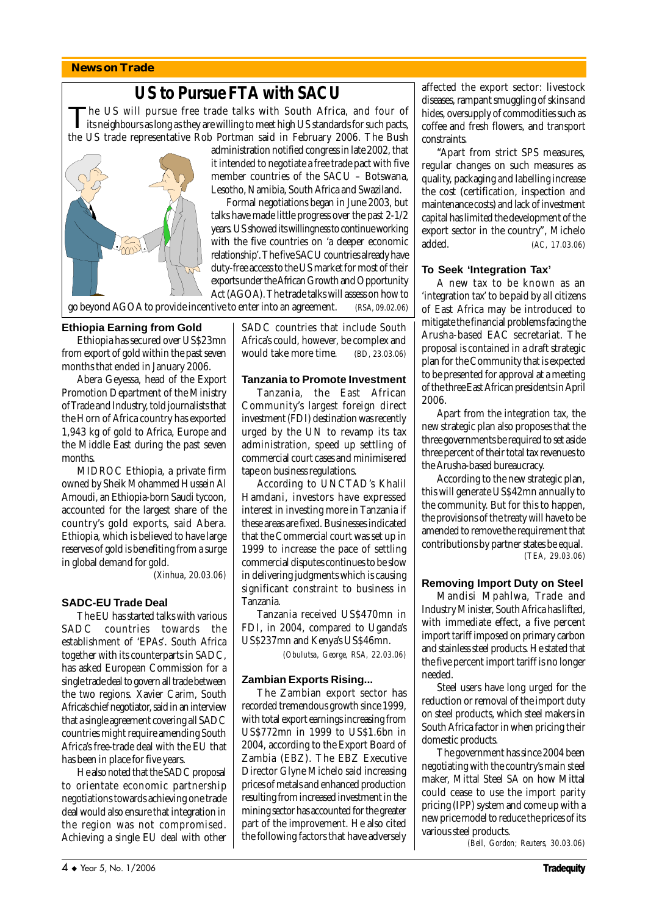## News on Trade

# US to Pursue FTA with SACU

The US will pursue free trade talks with South Africa, and four of its neighbours as long as they are willing to meet high US standards for such pacts, the US trade representative Rob Portman said in February 2006. The Bush administration notified congress in late 2002, that it intended to negotiate a free trade pact with five member countries of the SACU – Botswana, Lesotho, Namibia, South Africa and Swaziland.

Formal negotiations began in June 2003, but talks have made little progress over the past 2-1/2 years. US showed its willingness to continue working with the five countries on 'a deeper economic relationship'. The five SACU countries already have duty-free access to the US market for most of their exports under the African Growth and Opportunity Act (AGOA). The trade talks will assess on how to go beyond AGOA to provide incentive to enter into an agreement. *(RSA, 09.02.06)*

### Ethiopia Earning from Gold

Ethiopia has secured over US$23mn from export of gold within the past seven months that ended in January 2006.

Abera Geyessa, head of the Export Promotion Department of the Ministry of Trade and Industry, told journalists that the Horn of Africa country has exported 1,943 kg of gold to Africa, Europe and the Middle East during the past seven months.

MIDROC Ethiopia, a private firm owned by Sheik Mohammed Hussein Al Amoudi, an Ethiopia-born Saudi tycoon, accounted for the largest share of the country's gold exports, said Abera. Ethiopia, which is believed to have large reserves of gold is benefiting from a surge in global demand for gold.

*(Xinhua, 20.03.06)*

### SADC-EU Trade Deal

The EU has started talks with various SADC countries towards the establishment of 'EPAs'. South Africa together with its counterparts in SADC, has asked European Commission for a single trade deal to govern all trade between the two regions. Xavier Carim, South Africa's chief negotiator, said in an interview that a single agreement covering all SADC countries might require amending South Africa's free-trade deal with the EU that has been in place for five years.

He also noted that the SADC proposal to orientate economic partnership negotiations towards achieving one trade deal would also ensure that integration in the region was not compromised. Achieving a single EU deal with other SADC countries that include South Africa's could, however, be complex and would take more time. *(BD, 23.03.06)*

### Tanzania to Promote Investment

Tanzania, the East African Community's largest foreign direct investment (FDI) destination was recently urged by the UN to revamp its tax administration, speed up settling of commercial court cases and minimise red tape on business regulations.

According to UNCTAD's Khalil Hamdani, investors have expressed interest in investing more in Tanzania if these areas are fixed. Businesses indicated that the Commercial court was set up in 1999 to increase the pace of settling commercial disputes continues to be slow in delivering judgments which is causing significant constraint to business in Tanzania.

Tanzania received US$470mn in FDI, in 2004, compared to Uganda's US$237mn and Kenya's US$46mn.

*(Obulutsa, George, RSA, 22.03.06)*

### Zambian Exports Rising...

The Zambian export sector has recorded tremendous growth since 1999, with total export earnings increasing from US$772mn in 1999 to US$1.6bn in 2004, according to the Export Board of Zambia (EBZ). The EBZ Executive Director Glyne Michelo said increasing prices of metals and enhanced production resulting from increased investment in the mining sector has accounted for the greater part of the improvement. He also cited the following factors that have adversely affected the export sector: livestock diseases, rampant smuggling of skins and hides, oversupply of commodities such as coffee and fresh flowers, and transport constraints.

"Apart from strict SPS measures, regular changes on such measures as quality, packaging and labelling increase the cost (certification, inspection and maintenance costs) and lack of investment capital has limited the development of the export sector in the country", Michelo added. *(AC, 17.03.06)*

### To Seek 'Integration Tax'

A new tax to be known as an 'integration tax' to be paid by all citizens of East Africa may be introduced to mitigate the financial problems facing the Arusha-based EAC secretariat. The proposal is contained in a draft strategic plan for the Community that is expected to be presented for approval at a meeting of the three East African presidents in April 2006.

Apart from the integration tax, the new strategic plan also proposes that the three governments be required to set aside three percent of their total tax revenues to the Arusha-based bureaucracy.

According to the new strategic plan, this will generate US$42mn annually to the community. But for this to happen, the provisions of the treaty will have to be amended to remove the requirement that contributions by partner states be equal.

*(TEA, 29.03.06)*

### Removing Import Duty on Steel

Mandisi Mpahlwa, Trade and Industry Minister, South Africa has lifted, with immediate effect, a five percent import tariff imposed on primary carbon and stainless steel products. He stated that the five percent import tariff is no longer needed.

Steel users have long urged for the reduction or removal of the import duty on steel products, which steel makers in South Africa factor in when pricing their domestic products.

The government has since 2004 been negotiating with the country's main steel maker, Mittal Steel SA on how Mittal could cease to use the import parity pricing (IPP) system and come up with a new price model to reduce the prices of its various steel products.

*(Bell, Gordon; Reuters, 30.03.06)*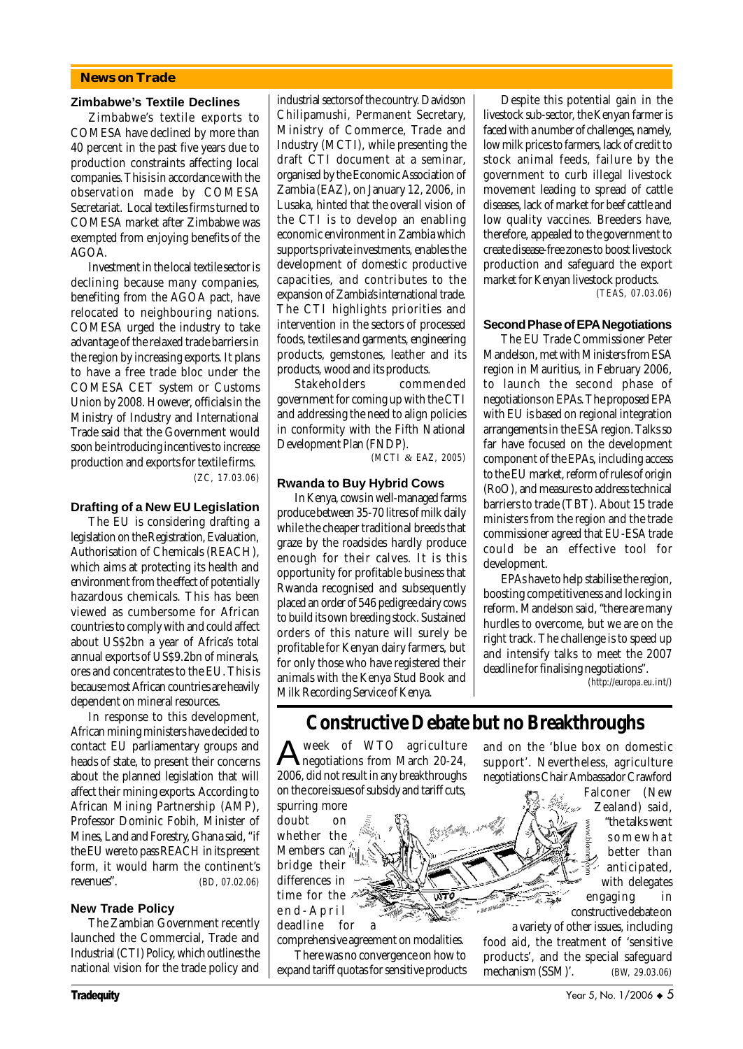## News on Trade

### Zimbabwe's Textile Declines

Zimbabwe's textile exports to COMESA have declined by more than 40 percent in the past five years due to production constraints affecting local companies. This is in accordance with the observation made by COMESA Secretariat. Local textiles firms turned to COMESA market after Zimbabwe was exempted from enjoying benefits of the AGOA.

Investment in the local textile sector is declining because many companies, benefiting from the AGOA pact, have relocated to neighbouring nations. COMESA urged the industry to take advantage of the relaxed trade barriers in the region by increasing exports. It plans to have a free trade bloc under the COMESA CET system or Customs Union by 2008. However, officials in the Ministry of Industry and International Trade said that the Government would soon be introducing incentives to increase production and exports for textile firms.

(ZC, 17.03.06)

### Drafting of a New EU Legislation

The EU is considering drafting a legislation on the Registration, Evaluation, Authorisation of Chemicals (REACH), which aims at protecting its health and environment from the effect of potentially hazardous chemicals. This has been viewed as cumbersome for African countries to comply with and could affect about US$2bn a year of Africa's total annual exports of US$9.2bn of minerals, ores and concentrates to the EU. This is because most African countries are heavily dependent on mineral resources.

In response to this development, African mining ministers have decided to contact EU parliamentary groups and heads of state, to present their concerns about the planned legislation that will affect their mining exports. According to African Mining Partnership (AMP), Professor Dominic Fobih, Minister of Mines, Land and Forestry, Ghana said, "if the EU were to pass REACH in its present form, it would harm the continent's revenues". (BD, 07.02.06)

### New Trade Policy

The Zambian Government recently launched the Commercial, Trade and Industrial (CTI) Policy, which outlines the national vision for the trade policy and industrial sectors of the country. Davidson Chilipamushi, Permanent Secretary, Ministry of Commerce, Trade and Industry (MCTI), while presenting the draft CTI document at a seminar, organised by the Economic Association of Zambia (EAZ), on January 12, 2006, in Lusaka, hinted that the overall vision of the CTI is to develop an enabling economic environment in Zambia which supports private investments, enables the development of domestic productive capacities, and contributes to the expansion of Zambia's international trade. The CTI highlights priorities and intervention in the sectors of processed foods, textiles and garments, engineering products, gemstones, leather and its products, wood and its products.

Stakeholders commended government for coming up with the CTI and addressing the need to align policies in conformity with the Fifth National Development Plan (FNDP).

(MCTI & EAZ, 2005)

### Rwanda to Buy Hybrid Cows

In Kenya, cows in well-managed farms produce between 35-70 litres of milk daily while the cheaper traditional breeds that graze by the roadsides hardly produce enough for their calves. It is this opportunity for profitable business that Rwanda recognised and subsequently placed an order of 546 pedigree dairy cows to build its own breeding stock. Sustained orders of this nature will surely be profitable for Kenyan dairy farmers, but for only those who have registered their animals with the Kenya Stud Book and Milk Recording Service of Kenya.

Despite this potential gain in the livestock sub-sector, the Kenyan farmer is faced with a number of challenges, namely, low milk prices to farmers, lack of credit to stock animal feeds, failure by the government to curb illegal livestock movement leading to spread of cattle diseases, lack of market for beef cattle and low quality vaccines. Breeders have, therefore, appealed to the government to create disease-free zones to boost livestock production and safeguard the export market for Kenyan livestock products.

(TEAS, 07.03.06)

### Second Phase of EPA Negotiations

The EU Trade Commissioner Peter Mandelson, met with Ministers from ESA region in Mauritius, in February 2006, to launch the second phase of negotiations on EPAs. The proposed EPA with EU is based on regional integration arrangements in the ESA region. Talks so far have focused on the development component of the EPAs, including access to the EU market, reform of rules of origin (RoO), and measures to address technical barriers to trade (TBT). About 15 trade ministers from the region and the trade commissioner agreed that EU-ESA trade could be an effective tool for development.

EPAs have to help stabilise the region, boosting competitiveness and locking in reform. Mandelson said, "there are many hurdles to overcome, but we are on the right track. The challenge is to speed up and intensify talks to meet the 2007 deadline for finalising negotiations".

(http://europa.eu.int/)

## Constructive Debate but no Breakthroughs

A week of WTO agriculture negotiations from March 20-24, 2006, did not result in any breakthroughs on the core issues of subsidy and tariff cuts, spurring more doubt on whether the Members can bridge their differences in time for the end-April deadline for a comprehensive agreement on modalities.

There was no convergence on how to expand tariff quotas for sensitive products and on the 'blue box on domestic support'. Nevertheless, agriculture negotiations Chair Ambassador Crawford Falconer (New Zealand) said, "the talks went somewhat better than anticipated, with delegates engaging in constructive debate on a variety of other issues, including food aid, the treatment of 'sensitive products', and the special safeguard mechanism (SSM)'. (BW, 29.03.06)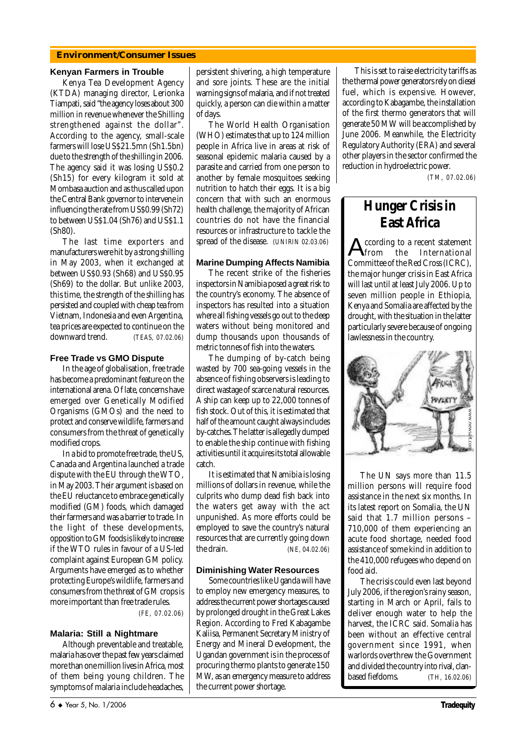## Environment/Consumer Issues

### Kenyan Farmers in Trouble

Kenya Tea Development Agency (KTDA) managing director, Lerionka Tiampati, said "the agency loses about 300 million in revenue whenever the Shilling strengthened against the dollar". According to the agency, small-scale farmers will lose US$21.5mn (Sh1.5bn) due to the strength of the shilling in 2006. The agency said it was losing US$0.2 (Sh15) for every kilogram it sold at Mombasa auction and as thus called upon the Central Bank governor to intervene in influencing the rate from US$0.99 (Sh72) to between US$1.04 (Sh76) and US$1.1 (Sh80).

The last time exporters and manufacturers were hit by a strong shilling in May 2003, when it exchanged at between US$0.93 (Sh68) and US$0.95 (Sh69) to the dollar. But unlike 2003, this time, the strength of the shilling has persisted and coupled with cheap tea from Vietnam, Indonesia and even Argentina, tea prices are expected to continue on the downward trend. (TEAS, 07.02.06)

### Free Trade vs GMO Dispute

In the age of globalisation, free trade has become a predominant feature on the international arena. Of late, concerns have emerged over Genetically Modified Organisms (GMOs) and the need to protect and conserve wildlife, farmers and consumers from the threat of genetically modified crops.

In a bid to promote free trade, the US, Canada and Argentina launched a trade dispute with the EU through the WTO, in May 2003. Their argument is based on the EU reluctance to embrace genetically modified (GM) foods, which damaged their farmers and was a barrier to trade. In the light of these developments, opposition to GM foods is likely to increase if the WTO rules in favour of a US-led complaint against European GM policy. Arguments have emerged as to whether protecting Europe's wildlife, farmers and consumers from the threat of GM crops is more important than free trade rules.

(FE, 07.02.06)

### Malaria: Still a Nightmare

Although preventable and treatable, malaria has over the past few years claimed more than one million lives in Africa, most of them being young children. The symptoms of malaria include headaches, persistent shivering, a high temperature and sore joints. These are the initial warning signs of malaria, and if not treated quickly, a person can die within a matter of days.

The World Health Organisation (WHO) estimates that up to 124 million people in Africa live in areas at risk of seasonal epidemic malaria caused by a parasite and carried from one person to another by female mosquitoes seeking nutrition to hatch their eggs. It is a big concern that with such an enormous health challenge, the majority of African countries do not have the financial resources or infrastructure to tackle the spread of the disease. (UNIRIN 02.03.06)

### Marine Dumping Affects Namibia

The recent strike of the fisheries inspectors in Namibia posed a great risk to the country's economy. The absence of inspectors has resulted into a situation where all fishing vessels go out to the deep waters without being monitored and dump thousands upon thousands of metric tonnes of fish into the waters.

The dumping of by-catch being wasted by 700 sea-going vessels in the absence of fishing observers is leading to direct wastage of scarce natural resources. A ship can keep up to 22,000 tonnes of fish stock. Out of this, it is estimated that half of the amount caught always includes by-catches. The latter is allegedly dumped to enable the ship continue with fishing activities until it acquires its total allowable catch.

It is estimated that Namibia is losing millions of dollars in revenue, while the culprits who dump dead fish back into the waters get away with the act unpunished. As more efforts could be employed to save the country's natural resources that are currently going down the drain. (NE, 04.02.06)

### Diminishing Water Resources

Some countries like Uganda will have to employ new emergency measures, to address the current power shortages caused by prolonged drought in the Great Lakes Region. According to Fred Kabagambe Kaliisa, Permanent Secretary Ministry of Energy and Mineral Development, the Ugandan government is in the process of procuring thermo plants to generate 150 MW, as an emergency measure to address the current power shortage.

This is set to raise electricity tariffs as the thermal power generators rely on diesel fuel, which is expensive. However, according to Kabagambe, the installation of the first thermo generators that will generate 50 MW will be accomplished by June 2006. Meanwhile, the Electricity Regulatory Authority (ERA) and several other players in the sector confirmed the reduction in hydroelectric power.

(TM, 07.02.06)

## Hunger Crisis in East Africa

According to a recent statement from the International Committee of the Red Cross (ICRC), the major hunger crisis in East Africa will last until at least July 2006. Up to seven million people in Ethiopia, Kenya and Somalia are affected by the drought, with the situation in the latter particularly severe because of ongoing lawlessness in the country.

The UN says more than 11.5 million persons will require food assistance in the next six months. In its latest report on Somalia, the UN said that 1.7 million persons – 710,000 of them experiencing an acute food shortage, needed food assistance of some kind in addition to the 410,000 refugees who depend on food aid.

The crisis could even last beyond July 2006, if the region's rainy season, starting in March or April, fails to deliver enough water to help the harvest, the ICRC said. Somalia has been without an effective central government since 1991, when warlords overthrew the Government and divided the country into rival, clan-based fiefdoms. (TH, 16.02.06)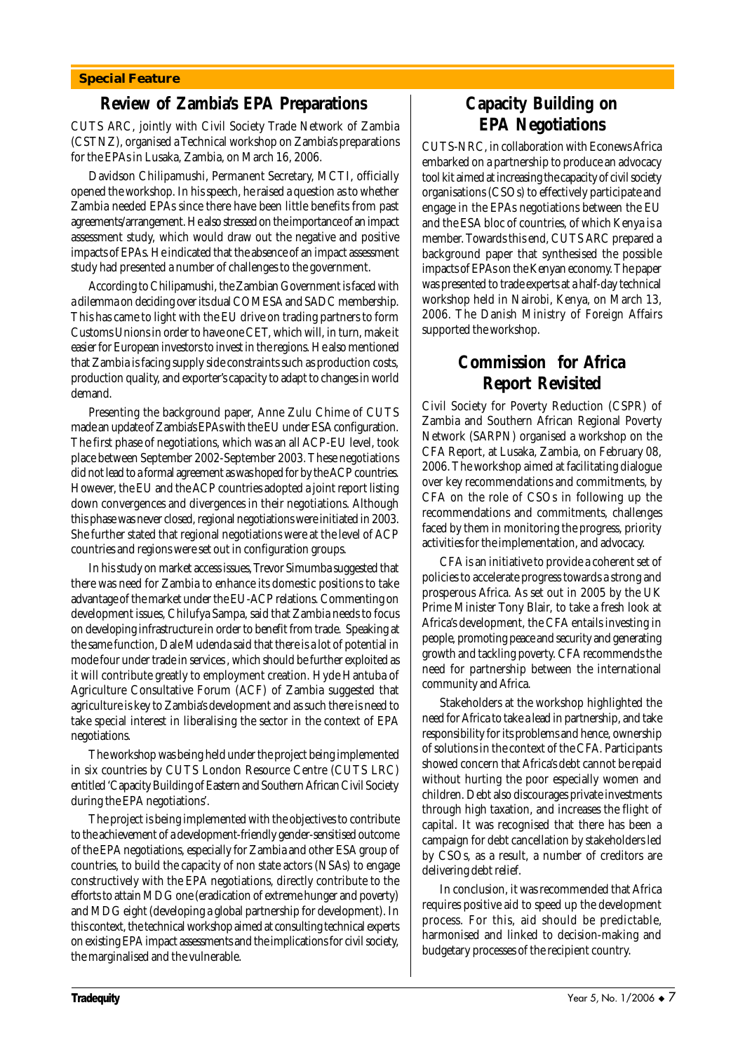**Special Feature**

## Review of Zambia's EPA Preparations

CUTS ARC, jointly with Civil Society Trade Network of Zambia (CSTNZ), organised a Technical workshop on Zambia's preparations for the EPAs in Lusaka, Zambia, on March 16, 2006.

Davidson Chilipamushi, Permanent Secretary, MCTI, officially opened the workshop. In his speech, he raised a question as to whether Zambia needed EPAs since there have been little benefits from past agreements/arrangement. He also stressed on the importance of an impact assessment study, which would draw out the negative and positive impacts of EPAs. He indicated that the absence of an impact assessment study had presented a number of challenges to the government.

According to Chilipamushi, the Zambian Government is faced with a dilemma on deciding over its dual COMESA and SADC membership. This has came to light with the EU drive on trading partners to form Customs Unions in order to have one CET, which will, in turn, make it easier for European investors to invest in the regions. He also mentioned that Zambia is facing supply side constraints such as production costs, production quality, and exporter's capacity to adapt to changes in world demand.

Presenting the background paper, Anne Zulu Chime of CUTS made an update of Zambia's EPAs with the EU under ESA configuration. The first phase of negotiations, which was an all ACP-EU level, took place between September 2002-September 2003. These negotiations did not lead to a formal agreement as was hoped for by the ACP countries. However, the EU and the ACP countries adopted a joint report listing down convergences and divergences in their negotiations. Although this phase was never closed, regional negotiations were initiated in 2003. She further stated that regional negotiations were at the level of ACP countries and regions were set out in configuration groups.

In his study on market access issues, Trevor Simumba suggested that there was need for Zambia to enhance its domestic positions to take advantage of the market under the EU-ACP relations. Commenting on development issues, Chilufya Sampa, said that Zambia needs to focus on developing infrastructure in order to benefit from trade. Speaking at the same function, Dale Mudenda said that there is a lot of potential in mode four under trade in services , which should be further exploited as it will contribute greatly to employment creation. Hyde Hantuba of Agriculture Consultative Forum (ACF) of Zambia suggested that agriculture is key to Zambia's development and as such there is need to take special interest in liberalising the sector in the context of EPA negotiations.

The workshop was being held under the project being implemented in six countries by CUTS London Resource Centre (CUTS LRC) entitled 'Capacity Building of Eastern and Southern African Civil Society during the EPA negotiations'.

The project is being implemented with the objectives to contribute to the achievement of a development-friendly gender-sensitised outcome of the EPA negotiations, especially for Zambia and other ESA group of countries, to build the capacity of non state actors (NSAs) to engage constructively with the EPA negotiations, directly contribute to the efforts to attain MDG one (eradication of extreme hunger and poverty) and MDG eight (developing a global partnership for development). In this context, the technical workshop aimed at consulting technical experts on existing EPA impact assessments and the implications for civil society, the marginalised and the vulnerable.

## Capacity Building on EPA Negotiations

CUTS-NRC, in collaboration with Econews Africa embarked on a partnership to produce an advocacy tool kit aimed at increasing the capacity of civil society organisations (CSOs) to effectively participate and engage in the EPAs negotiations between the EU and the ESA bloc of countries, of which Kenya is a member. Towards this end, CUTS ARC prepared a background paper that synthesised the possible impacts of EPAs on the Kenyan economy. The paper was presented to trade experts at a half-day technical workshop held in Nairobi, Kenya, on March 13, 2006. The Danish Ministry of Foreign Affairs supported the workshop.

## Commission for Africa Report Revisited

Civil Society for Poverty Reduction (CSPR) of Zambia and Southern African Regional Poverty Network (SARPN) organised a workshop on the CFA Report, at Lusaka, Zambia, on February 08, 2006. The workshop aimed at facilitating dialogue over key recommendations and commitments, by CFA on the role of CSOs in following up the recommendations and commitments, challenges faced by them in monitoring the progress, priority activities for the implementation, and advocacy.

CFA is an initiative to provide a coherent set of policies to accelerate progress towards a strong and prosperous Africa. As set out in 2005 by the UK Prime Minister Tony Blair, to take a fresh look at Africa's development, the CFA entails investing in people, promoting peace and security and generating growth and tackling poverty. CFA recommends the need for partnership between the international community and Africa.

Stakeholders at the workshop highlighted the need for Africa to take a lead in partnership, and take responsibility for its problems and hence, ownership of solutions in the context of the CFA. Participants showed concern that Africa's debt cannot be repaid without hurting the poor especially women and children. Debt also discourages private investments through high taxation, and increases the flight of capital. It was recognised that there has been a campaign for debt cancellation by stakeholders led by CSOs, as a result, a number of creditors are delivering debt relief.

In conclusion, it was recommended that Africa requires positive aid to speed up the development process. For this, aid should be predictable, harmonised and linked to decision-making and budgetary processes of the recipient country.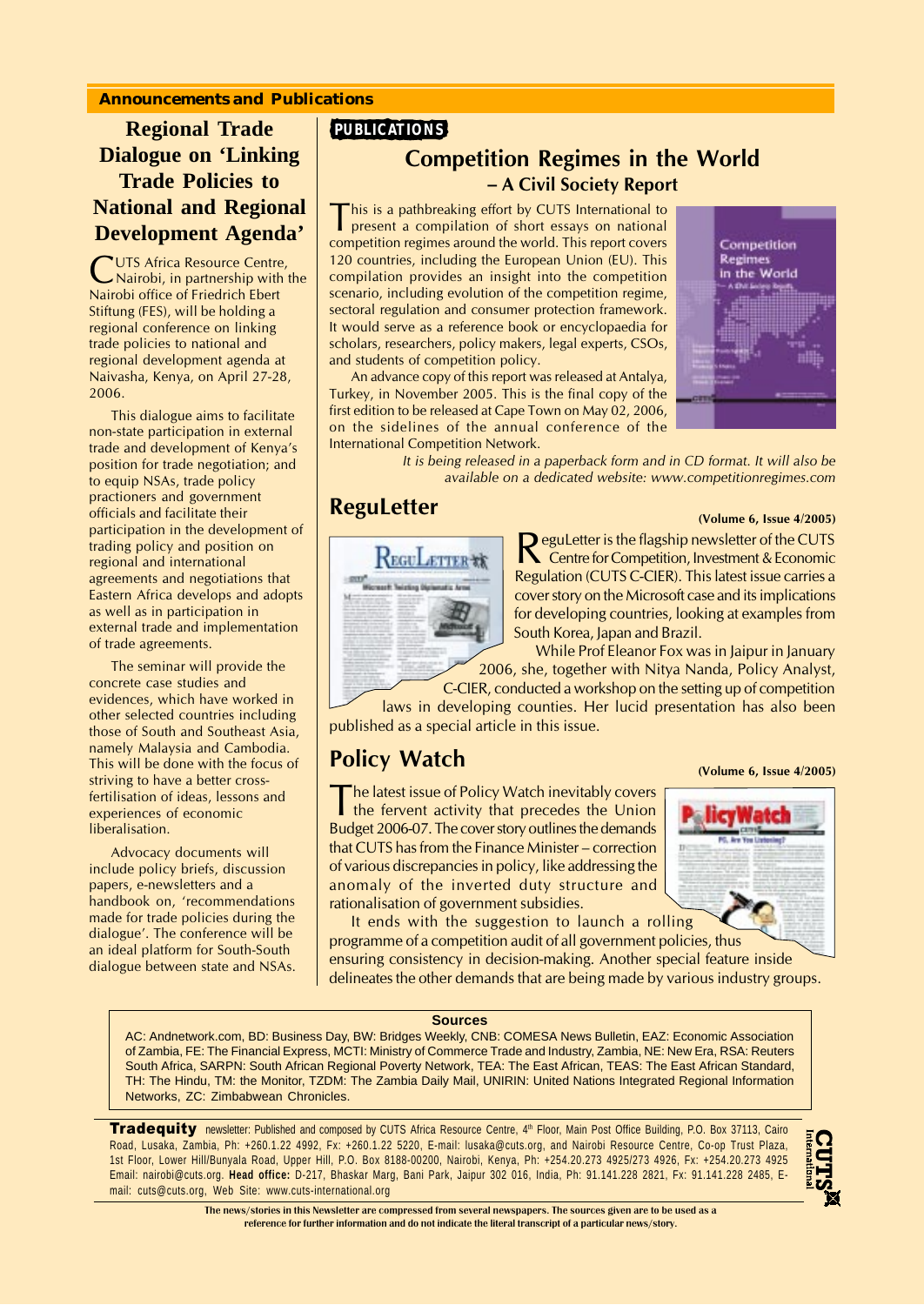## Announcements and Publications

## Regional Trade Dialogue on 'Linking Trade Policies to National and Regional Development Agenda'

CUTS Africa Resource Centre, Nairobi, in partnership with the Nairobi office of Friedrich Ebert Stiftung (FES), will be holding a regional conference on linking trade policies to national and regional development agenda at Naivasha, Kenya, on April 27-28, 2006.

This dialogue aims to facilitate non-state participation in external trade and development of Kenya's position for trade negotiation; and to equip NSAs, trade policy practioners and government officials and facilitate their participation in the development of trading policy and position on regional and international agreements and negotiations that Eastern Africa develops and adopts as well as in participation in external trade and implementation of trade agreements.

The seminar will provide the concrete case studies and evidences, which have worked in other selected countries including those of South and Southeast Asia, namely Malaysia and Cambodia. This will be done with the focus of striving to have a better cross-fertilisation of ideas, lessons and experiences of economic liberalisation.

Advocacy documents will include policy briefs, discussion papers, e-newsletters and a handbook on, 'recommendations made for trade policies during the dialogue'. The conference will be an ideal platform for South-South dialogue between state and NSAs.

**PUBLICATIONS**

## Competition Regimes in the World
### – A Civil Society Report

This is a pathbreaking effort by CUTS International to present a compilation of short essays on national competition regimes around the world. This report covers 120 countries, including the European Union (EU). This compilation provides an insight into the competition scenario, including evolution of the competition regime, sectoral regulation and consumer protection framework. It would serve as a reference book or encyclopaedia for scholars, researchers, policy makers, legal experts, CSOs, and students of competition policy.

An advance copy of this report was released at Antalya, Turkey, in November 2005. This is the final copy of the first edition to be released at Cape Town on May 02, 2006, on the sidelines of the annual conference of the International Competition Network.

*It is being released in a paperback form and in CD format. It will also be available on a dedicated website: www.competitionregimes.com*

## ReguLetter

**(Volume 6, Issue 4/2005)**

ReguLetter is the flagship newsletter of the CUTS Centre for Competition, Investment & Economic Regulation (CUTS C-CIER). This latest issue carries a cover story on the Microsoft case and its implications for developing countries, looking at examples from South Korea, Japan and Brazil.

While Prof Eleanor Fox was in Jaipur in January 2006, she, together with Nitya Nanda, Policy Analyst, C-CIER, conducted a workshop on the setting up of competition laws in developing counties. Her lucid presentation has also been published as a special article in this issue.

## Policy Watch

**(Volume 6, Issue 4/2005)**

The latest issue of Policy Watch inevitably covers the fervent activity that precedes the Union Budget 2006-07. The cover story outlines the demands that CUTS has from the Finance Minister – correction of various discrepancies in policy, like addressing the anomaly of the inverted duty structure and rationalisation of government subsidies.

It ends with the suggestion to launch a rolling programme of a competition audit of all government policies, thus ensuring consistency in decision-making. Another special feature inside delineates the other demands that are being made by various industry groups.

**Sources**

AC: Andnetwork.com, BD: Business Day, BW: Bridges Weekly, CNB: COMESA News Bulletin, EAZ: Economic Association of Zambia, FE: The Financial Express, MCTI: Ministry of Commerce Trade and Industry, Zambia, NE: New Era, RSA: Reuters South Africa, SARPN: South African Regional Poverty Network, TEA: The East African, TEAS: The East African Standard, TH: The Hindu, TM: the Monitor, TZDM: The Zambia Daily Mail, UNIRIN: United Nations Integrated Regional Information Networks, ZC: Zimbabwean Chronicles.

**Tradequity** newsletter: Published and composed by CUTS Africa Resource Centre, 4th Floor, Main Post Office Building, P.O. Box 37113, Cairo Road, Lusaka, Zambia, Ph: +260.1.22 4992, Fx: +260.1.22 5220, E-mail: lusaka@cuts.org, and Nairobi Resource Centre, Co-op Trust Plaza, 1st Floor, Lower Hill/Bunyala Road, Upper Hill, P.O. Box 8188-00200, Nairobi, Kenya, Ph: +254.20.273 4925/273 4926, Fx: +254.20.273 4925 Email: nairobi@cuts.org. **Head office:** D-217, Bhaskar Marg, Bani Park, Jaipur 302 016, India, Ph: 91.141.228 2821, Fx: 91.141.228 2485, E-mail: cuts@cuts.org, Web Site: www.cuts-international.org

**The news/stories in this Newsletter are compressed from several newspapers. The sources given are to be used as a reference for further information and do not indicate the literal transcript of a particular news/story.**